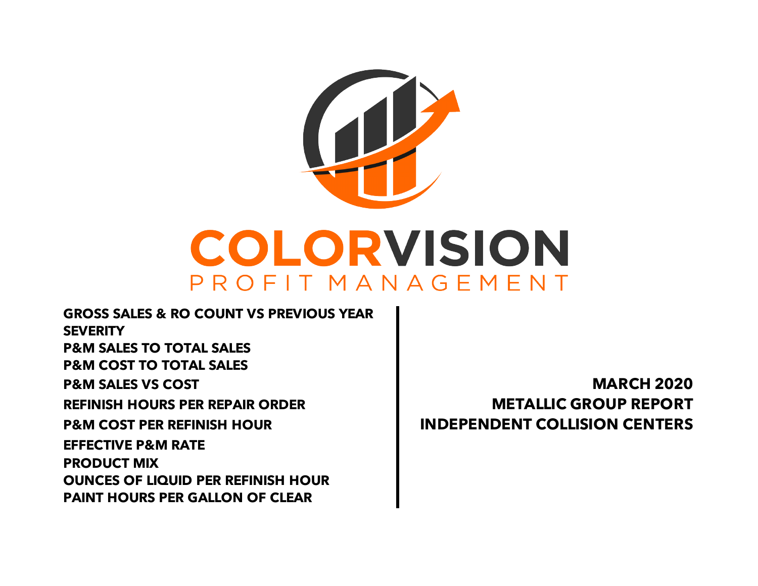# COLORVISION

PROFIT MANAGEMENT

**MARCH 2020**
**METALLIC GROUP REPORT**
**INDEPENDENT COLLISION CENTERS**

- **GROSS SALES & RO COUNT VS PREVIOUS YEAR**
- **SEVERITY**
- **P&M SALES TO TOTAL SALES**
- **P&M COST TO TOTAL SALES**
- **P&M SALES VS COST**
- **REFINISH HOURS PER REPAIR ORDER**
- **P&M COST PER REFINISH HOUR**
- **EFFECTIVE P&M RATE**
- **PRODUCT MIX**
- **OUNCES OF LIQUID PER REFINISH HOUR**
- **PAINT HOURS PER GALLON OF CLEAR**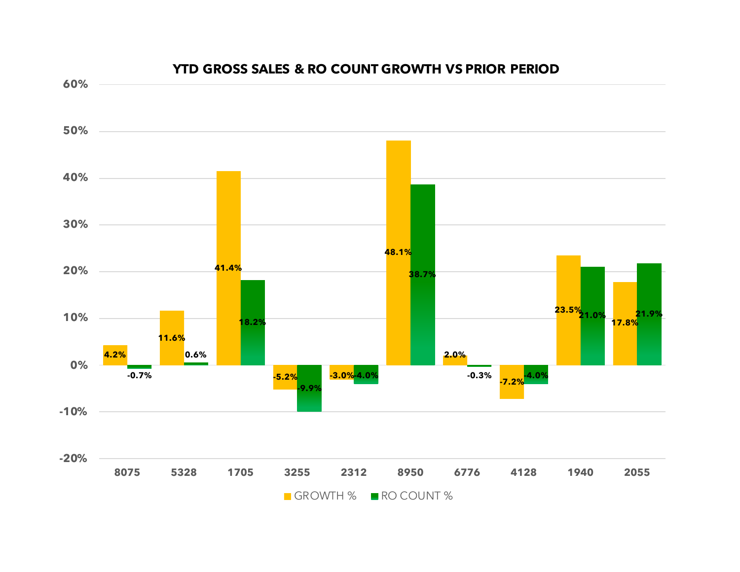## YTD GROSS SALES & RO COUNT GROWTH VS PRIOR PERIOD

| Store | GROWTH % | RO COUNT % |
|---|---|---|
| 8075 | 4.2% | -0.7% |
| 5328 | 11.6% | 0.6% |
| 1705 | 41.4% | 18.2% |
| 3255 | -5.2% | -9.9% |
| 2312 | -3.0% | -4.0% |
| 8950 | 48.1% | 38.7% |
| 6776 | 2.0% | -0.3% |
| 4128 | -7.2% | -4.0% |
| 1940 | 23.5% | 21.0% |
| 2055 | 17.8% | 21.9% |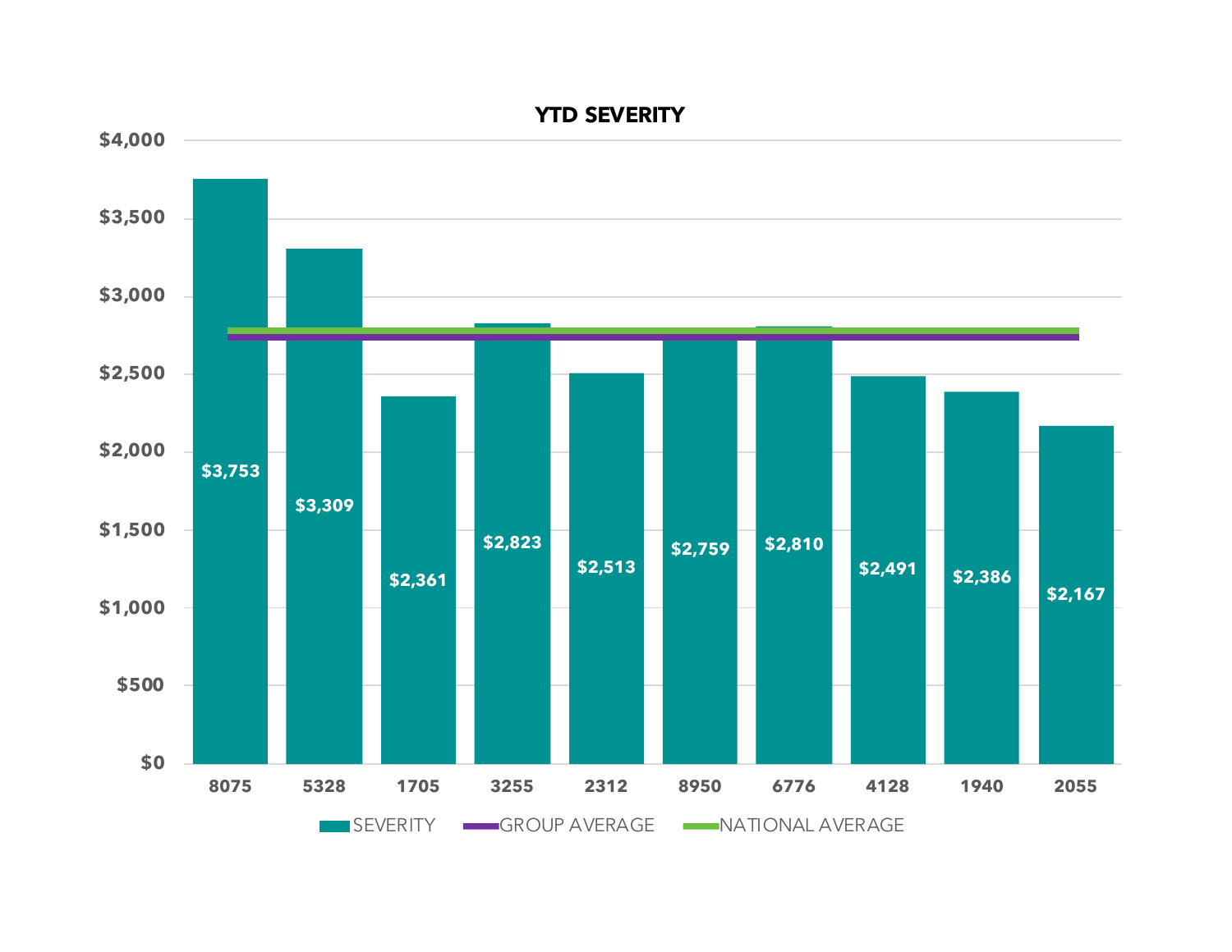## YTD SEVERITY

| | 8075 | 5328 | 1705 | 3255 | 2312 | 8950 | 6776 | 4128 | 1940 | 2055 |
|---|---|---|---|---|---|---|---|---|---|---|
| SEVERITY | $3,753 | $3,309 | $2,361 | $2,823 | $2,513 | $2,759 | $2,810 | $2,491 | $2,386 | $2,167 |

Legend: SEVERITY, GROUP AVERAGE, NATIONAL AVERAGE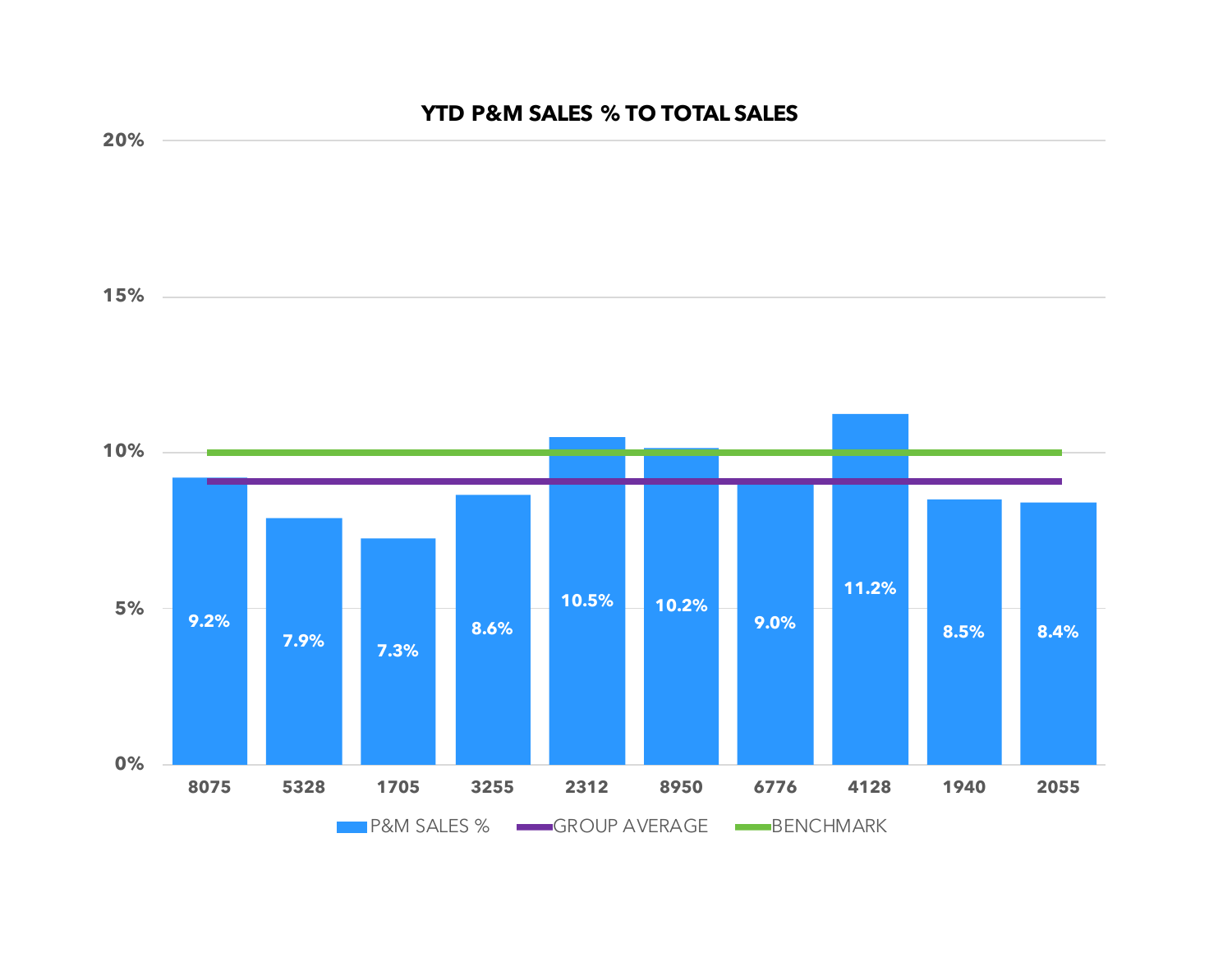## YTD P&M SALES % TO TOTAL SALES

| Store | P&M SALES % |
|---|---|
| 8075 | 9.2% |
| 5328 | 7.9% |
| 1705 | 7.3% |
| 3255 | 8.6% |
| 2312 | 10.5% |
| 8950 | 10.2% |
| 6776 | 9.0% |
| 4128 | 11.2% |
| 1940 | 8.5% |
| 2055 | 8.4% |

Legend: P&M SALES % · GROUP AVERAGE · BENCHMARK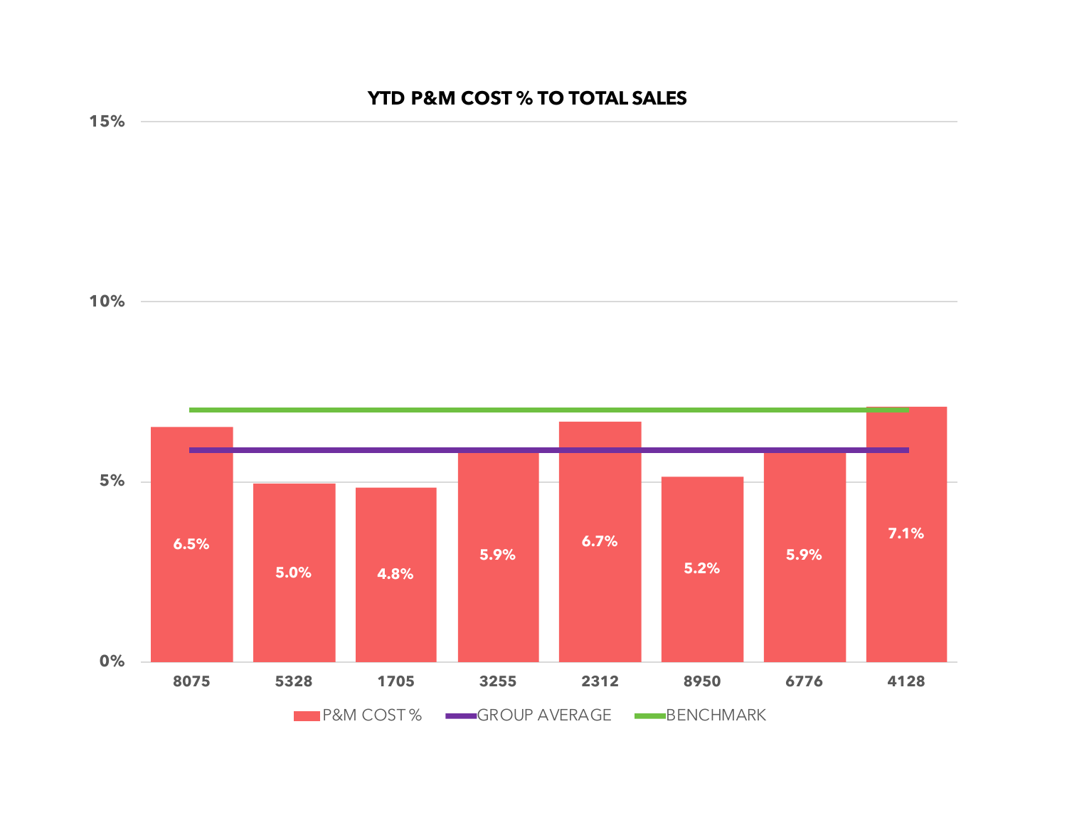**YTD P&M COST % TO TOTAL SALES**

| Store | P&M COST % |
|---|---|
| 8075 | 6.5% |
| 5328 | 5.0% |
| 1705 | 4.8% |
| 3255 | 5.9% |
| 2312 | 6.7% |
| 8950 | 5.2% |
| 6776 | 5.9% |
| 4128 | 7.1% |

P&M COST % | GROUP AVERAGE | BENCHMARK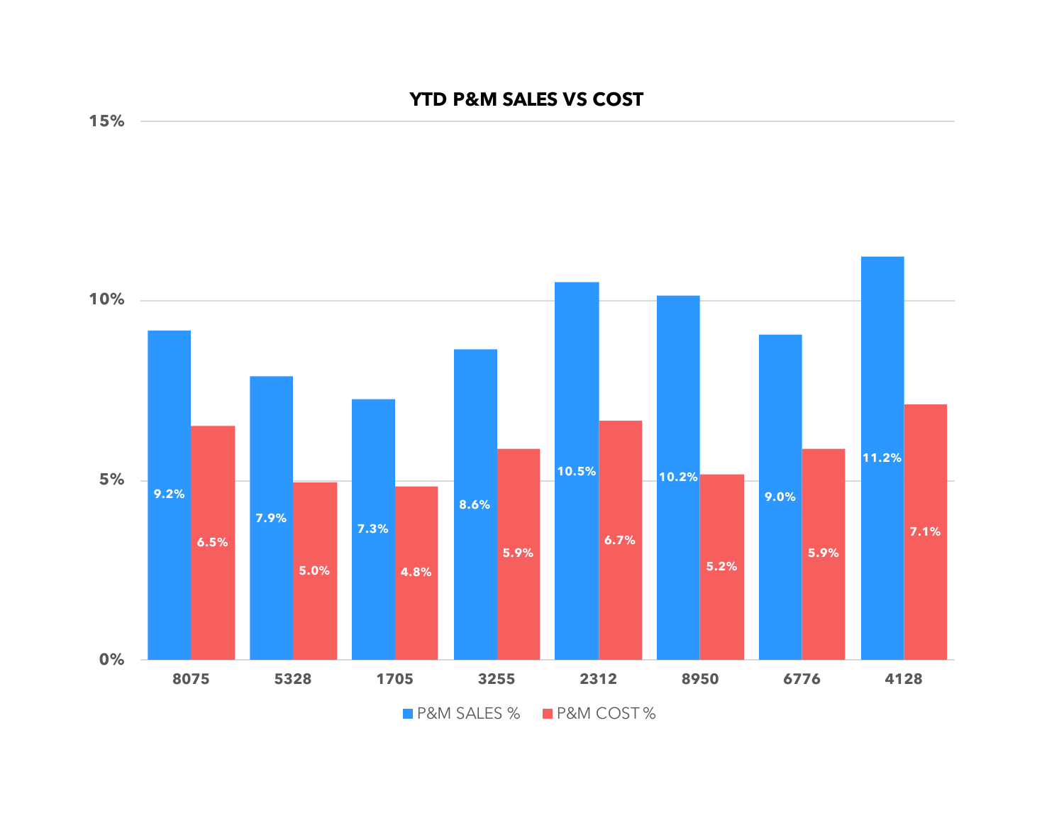## YTD P&M SALES VS COST

| Store | P&M SALES % | P&M COST % |
|---|---|---|
| 8075 | 9.2% | 6.5% |
| 5328 | 7.9% | 5.0% |
| 1705 | 7.3% | 4.8% |
| 3255 | 8.6% | 5.9% |
| 2312 | 10.5% | 6.7% |
| 8950 | 10.2% | 5.2% |
| 6776 | 9.0% | 5.9% |
| 4128 | 11.2% | 7.1% |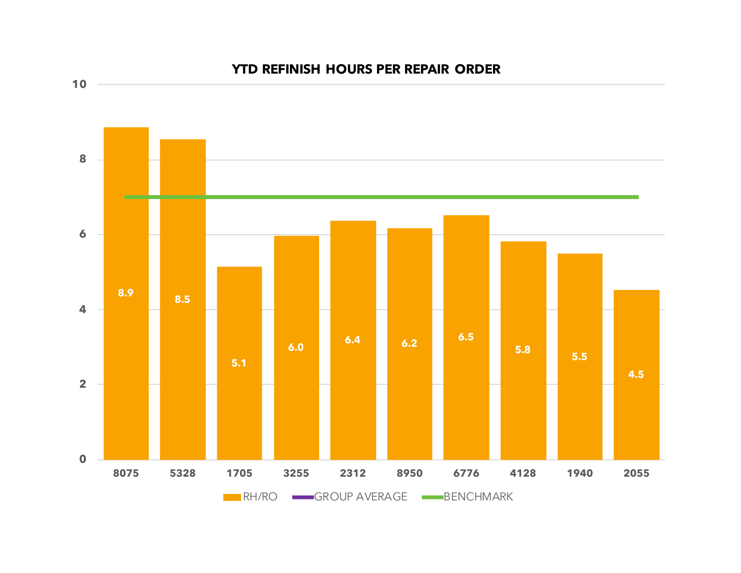## YTD REFINISH HOURS PER REPAIR ORDER

| Shop | RH/RO |
|---|---|
| 8075 | 8.9 |
| 5328 | 8.5 |
| 1705 | 5.1 |
| 3255 | 6.0 |
| 2312 | 6.4 |
| 8950 | 6.2 |
| 6776 | 6.5 |
| 4128 | 5.8 |
| 1940 | 5.5 |
| 2055 | 4.5 |

Legend: RH/RO, GROUP AVERAGE, BENCHMARK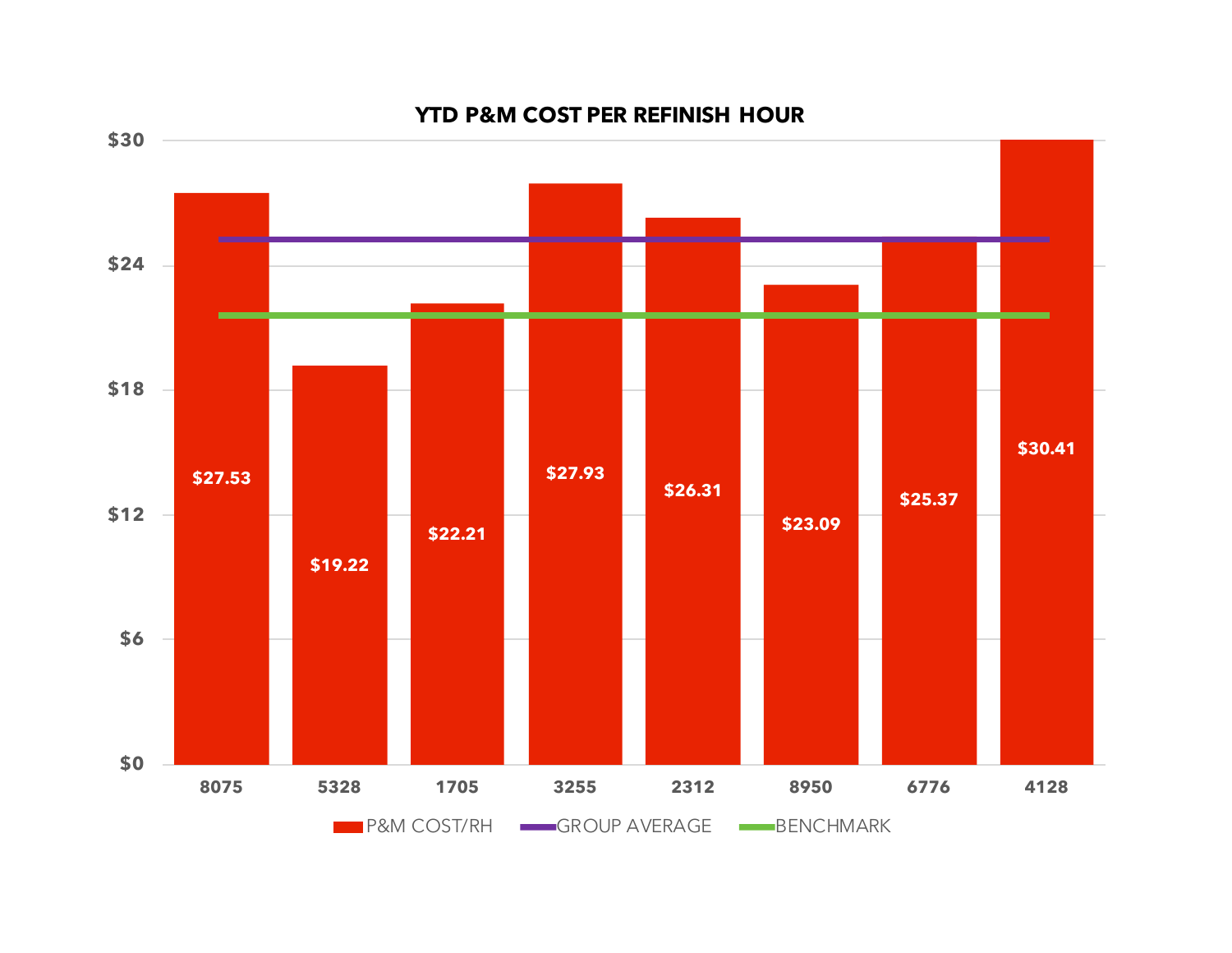## YTD P&M COST PER REFINISH HOUR

| | P&M COST/RH |
|---|---|
| 8075 | $27.53 |
| 5328 | $19.22 |
| 1705 | $22.21 |
| 3255 | $27.93 |
| 2312 | $26.31 |
| 8950 | $23.09 |
| 6776 | $25.37 |
| 4128 | $30.41 |

P&M COST/RH — GROUP AVERAGE — BENCHMARK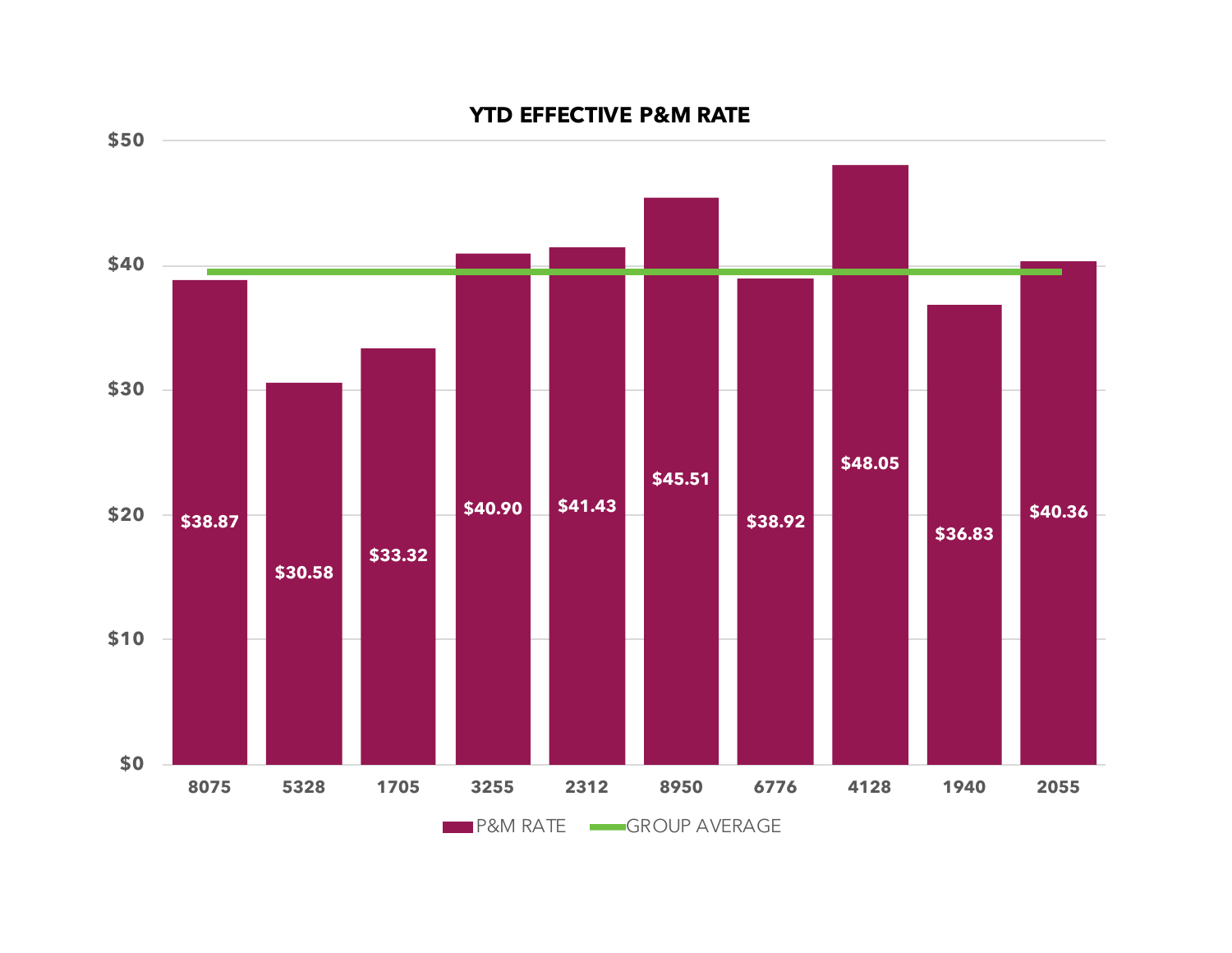## YTD EFFECTIVE P&M RATE

| | P&M RATE |
|---|---|
| 8075 | $38.87 |
| 5328 | $30.58 |
| 1705 | $33.32 |
| 3255 | $40.90 |
| 2312 | $41.43 |
| 8950 | $45.51 |
| 6776 | $38.92 |
| 4128 | $48.05 |
| 1940 | $36.83 |
| 2055 | $40.36 |

P&M RATE — GROUP AVERAGE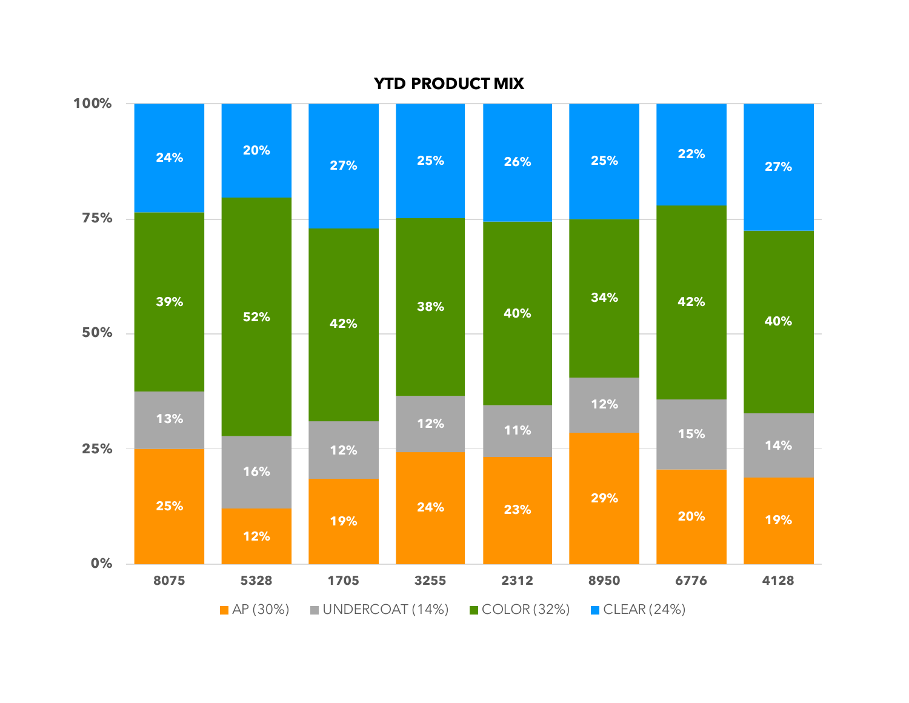# YTD PRODUCT MIX

| | 8075 | 5328 | 1705 | 3255 | 2312 | 8950 | 6776 | 4128 |
|---|---|---|---|---|---|---|---|---|
| AP (30%) | 25% | 12% | 19% | 24% | 23% | 29% | 20% | 19% |
| UNDERCOAT (14%) | 13% | 16% | 12% | 12% | 11% | 12% | 15% | 14% |
| COLOR (32%) | 39% | 52% | 42% | 38% | 40% | 34% | 42% | 40% |
| CLEAR (24%) | 24% | 20% | 27% | 25% | 26% | 25% | 22% | 27% |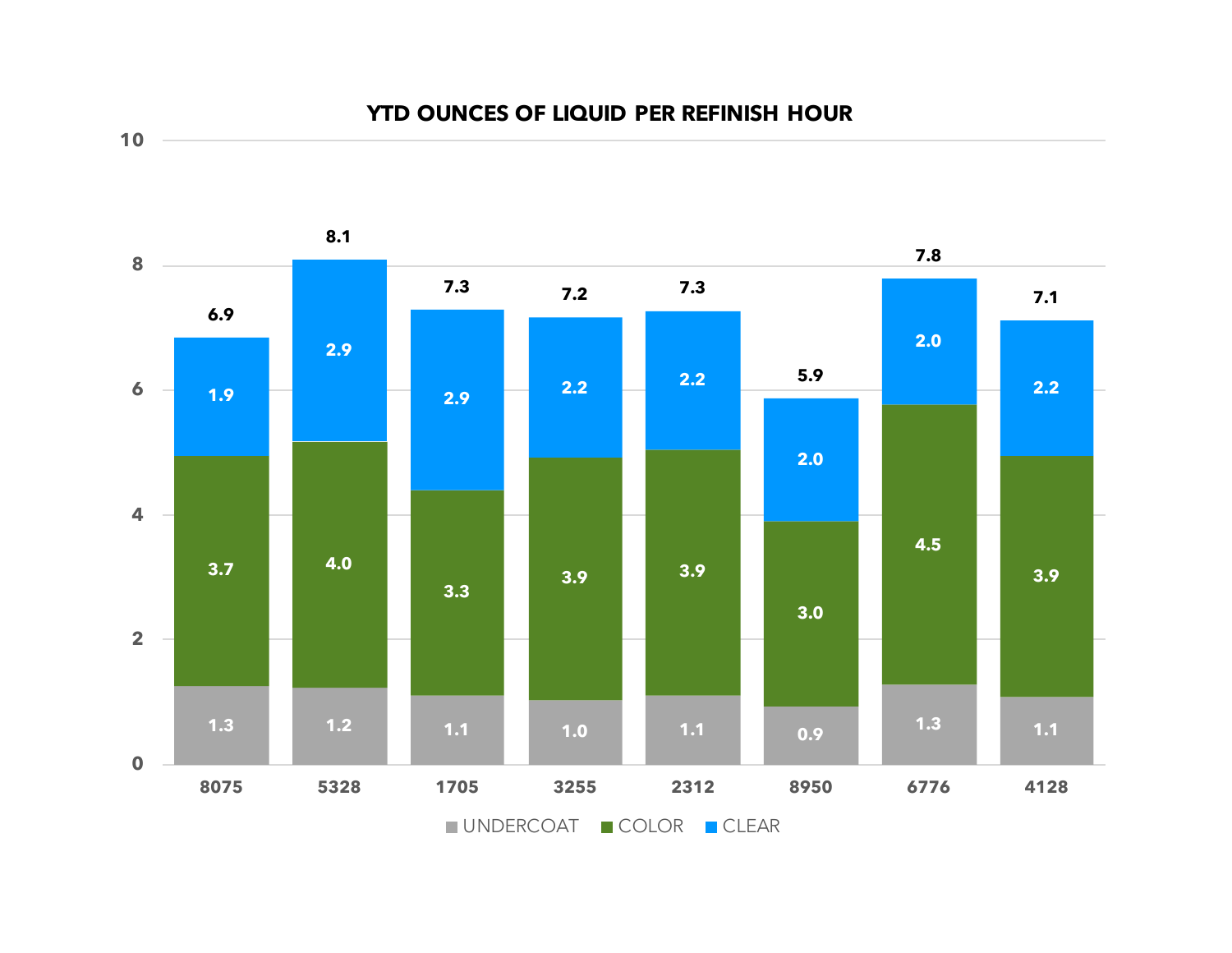## YTD OUNCES OF LIQUID PER REFINISH HOUR

| | 8075 | 5328 | 1705 | 3255 | 2312 | 8950 | 6776 | 4128 |
|---|---|---|---|---|---|---|---|---|
| UNDERCOAT | 1.3 | 1.2 | 1.1 | 1.0 | 1.1 | 0.9 | 1.3 | 1.1 |
| COLOR | 3.7 | 4.0 | 3.3 | 3.9 | 3.9 | 3.0 | 4.5 | 3.9 |
| CLEAR | 1.9 | 2.9 | 2.9 | 2.2 | 2.2 | 2.0 | 2.0 | 2.2 |
| Total | 6.9 | 8.1 | 7.3 | 7.2 | 7.3 | 5.9 | 7.8 | 7.1 |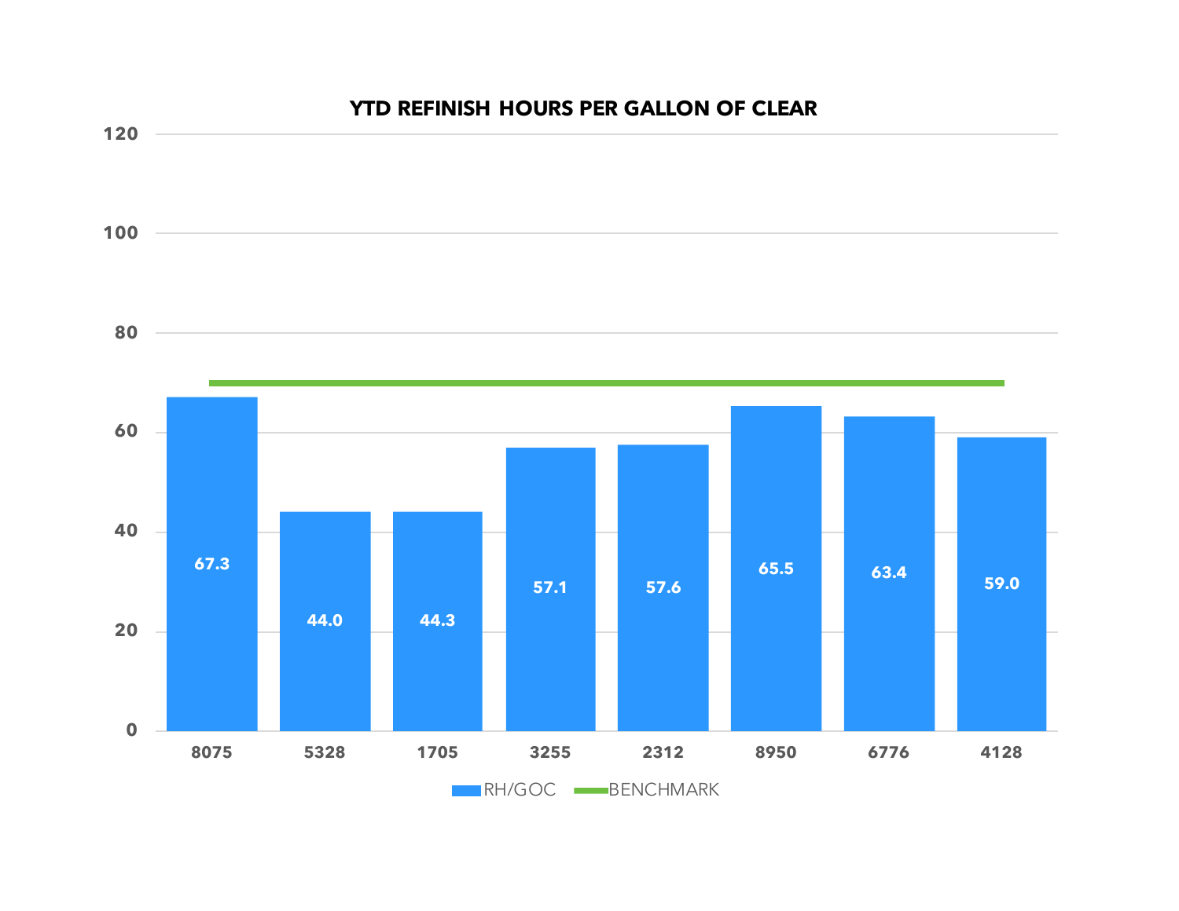YTD REFINISH HOURS PER GALLON OF CLEAR

120
100
80
60
40
20
0

67.3
44.0
44.3
57.1
57.6
65.5
63.4
59.0

8075
5328
1705
3255
2312
8950
6776
4128

RH/GOC
BENCHMARK